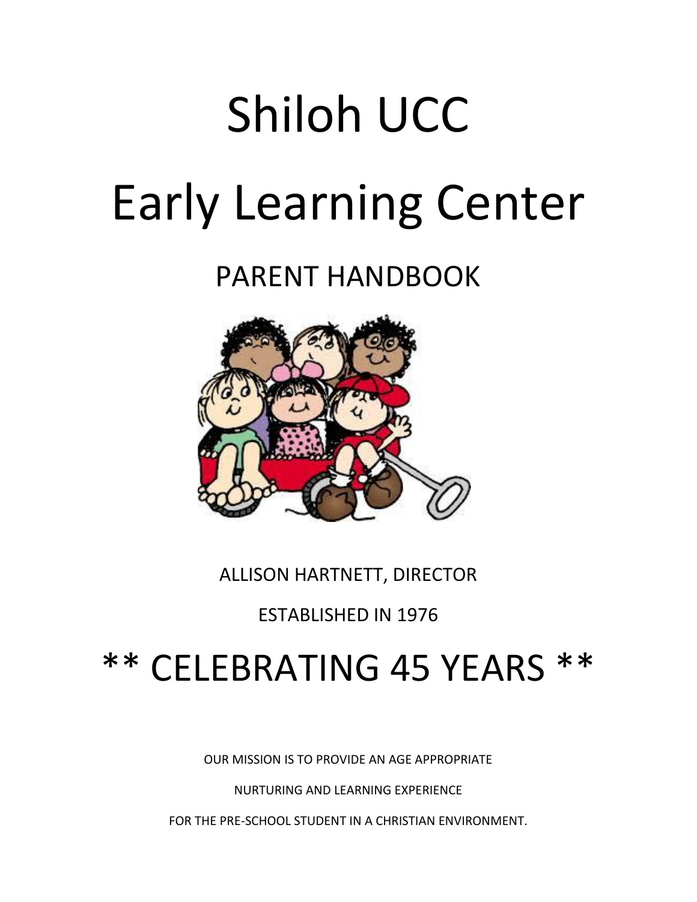# Shiloh UCC

# Early Learning Center

## PARENT HANDBOOK

ALLISON HARTNETT, DIRECTOR

ESTABLISHED IN 1976

# ** CELEBRATING 45 YEARS **

OUR MISSION IS TO PROVIDE AN AGE APPROPRIATE

NURTURING AND LEARNING EXPERIENCE

FOR THE PRE-SCHOOL STUDENT IN A CHRISTIAN ENVIRONMENT.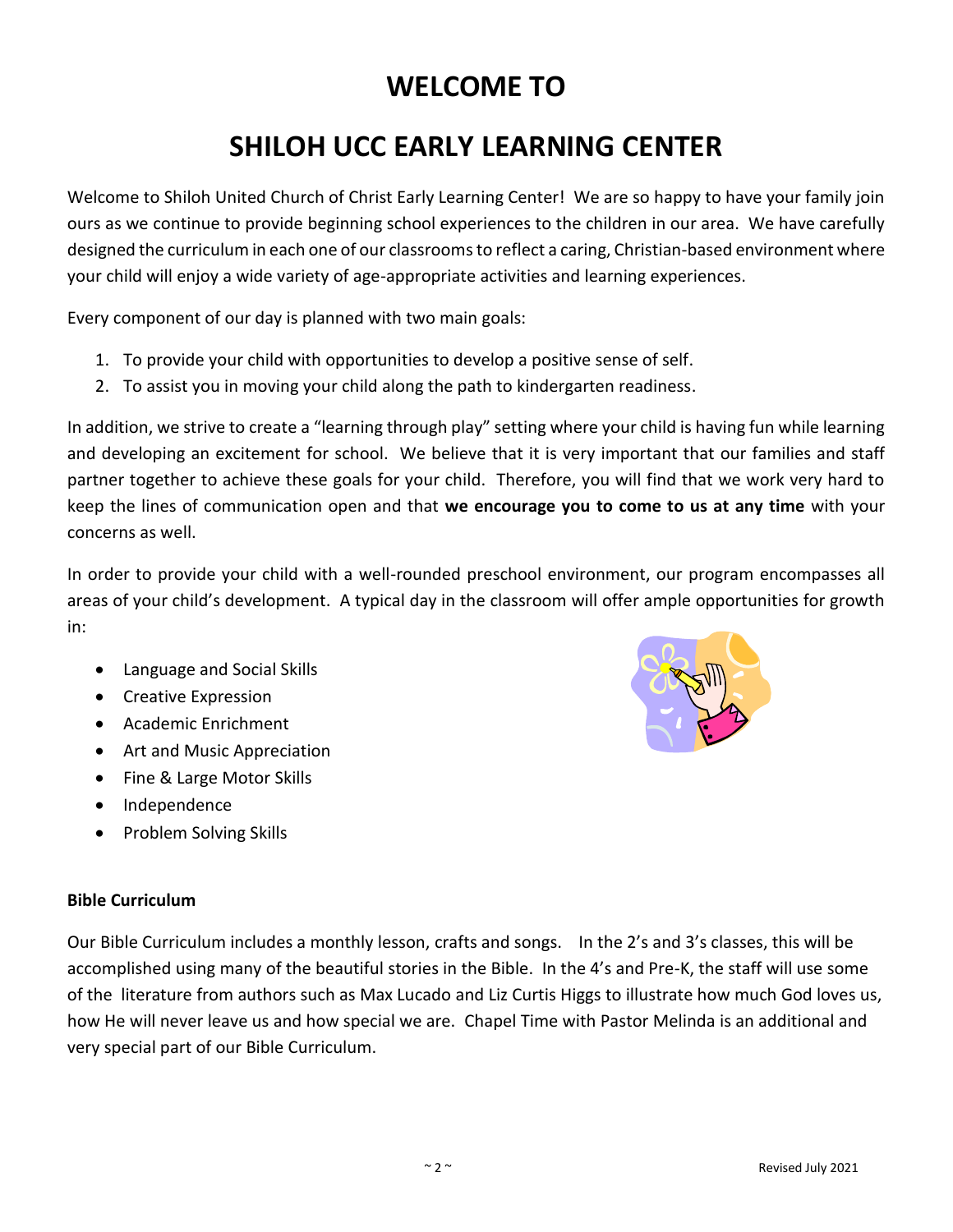# WELCOME TO

# SHILOH UCC EARLY LEARNING CENTER

Welcome to Shiloh United Church of Christ Early Learning Center! We are so happy to have your family join ours as we continue to provide beginning school experiences to the children in our area. We have carefully designed the curriculum in each one of our classrooms to reflect a caring, Christian-based environment where your child will enjoy a wide variety of age-appropriate activities and learning experiences.

Every component of our day is planned with two main goals:

1. To provide your child with opportunities to develop a positive sense of self.
2. To assist you in moving your child along the path to kindergarten readiness.

In addition, we strive to create a "learning through play" setting where your child is having fun while learning and developing an excitement for school. We believe that it is very important that our families and staff partner together to achieve these goals for your child. Therefore, you will find that we work very hard to keep the lines of communication open and that **we encourage you to come to us at any time** with your concerns as well.

In order to provide your child with a well-rounded preschool environment, our program encompasses all areas of your child's development. A typical day in the classroom will offer ample opportunities for growth in:

- Language and Social Skills
- Creative Expression
- Academic Enrichment
- Art and Music Appreciation
- Fine & Large Motor Skills
- Independence
- Problem Solving Skills

**Bible Curriculum**

Our Bible Curriculum includes a monthly lesson, crafts and songs. In the 2's and 3's classes, this will be accomplished using many of the beautiful stories in the Bible. In the 4's and Pre-K, the staff will use some of the literature from authors such as Max Lucado and Liz Curtis Higgs to illustrate how much God loves us, how He will never leave us and how special we are. Chapel Time with Pastor Melinda is an additional and very special part of our Bible Curriculum.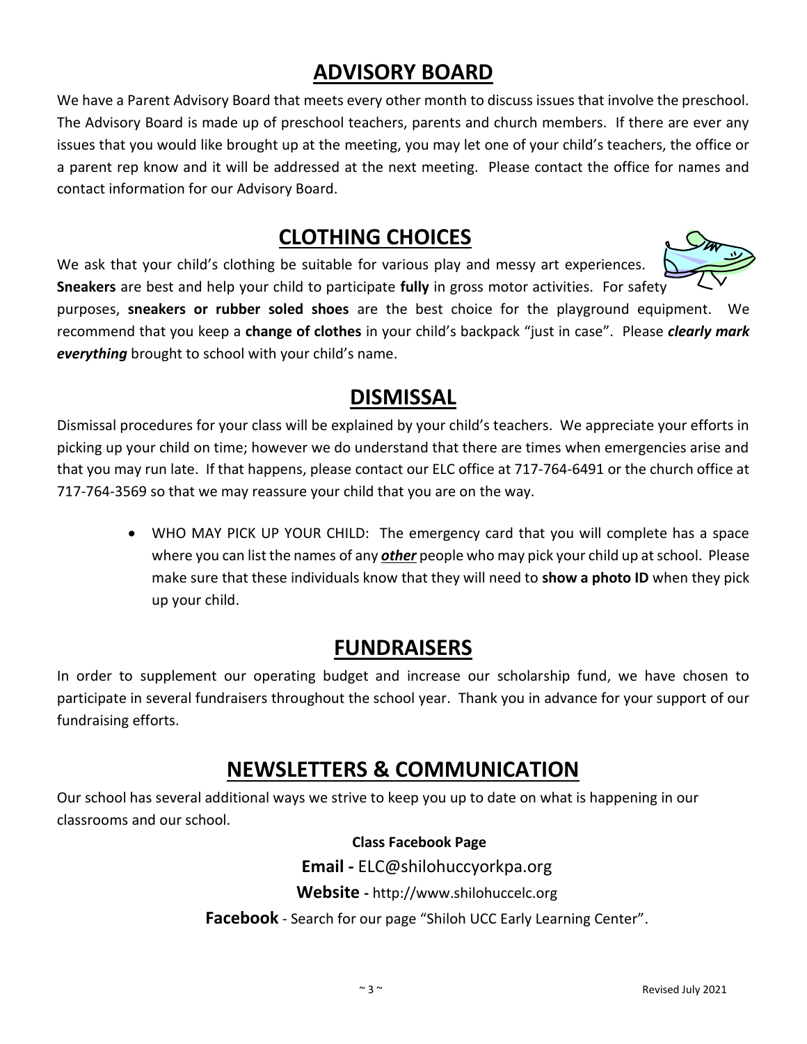## ADVISORY BOARD

We have a Parent Advisory Board that meets every other month to discuss issues that involve the preschool. The Advisory Board is made up of preschool teachers, parents and church members. If there are ever any issues that you would like brought up at the meeting, you may let one of your child's teachers, the office or a parent rep know and it will be addressed at the next meeting. Please contact the office for names and contact information for our Advisory Board.

## CLOTHING CHOICES

We ask that your child's clothing be suitable for various play and messy art experiences. **Sneakers** are best and help your child to participate **fully** in gross motor activities. For safety purposes, **sneakers or rubber soled shoes** are the best choice for the playground equipment. We recommend that you keep a **change of clothes** in your child's backpack "just in case". Please ***clearly mark everything*** brought to school with your child's name.

## DISMISSAL

Dismissal procedures for your class will be explained by your child's teachers. We appreciate your efforts in picking up your child on time; however we do understand that there are times when emergencies arise and that you may run late. If that happens, please contact our ELC office at 717-764-6491 or the church office at 717-764-3569 so that we may reassure your child that you are on the way.

- WHO MAY PICK UP YOUR CHILD: The emergency card that you will complete has a space where you can list the names of any ***other*** people who may pick your child up at school. Please make sure that these individuals know that they will need to **show a photo ID** when they pick up your child.

## FUNDRAISERS

In order to supplement our operating budget and increase our scholarship fund, we have chosen to participate in several fundraisers throughout the school year. Thank you in advance for your support of our fundraising efforts.

## NEWSLETTERS & COMMUNICATION

Our school has several additional ways we strive to keep you up to date on what is happening in our classrooms and our school.

**Class Facebook Page**

**Email -** ELC@shilohuccyorkpa.org

**Website -** http://www.shilohuccelc.org

**Facebook** - Search for our page "Shiloh UCC Early Learning Center".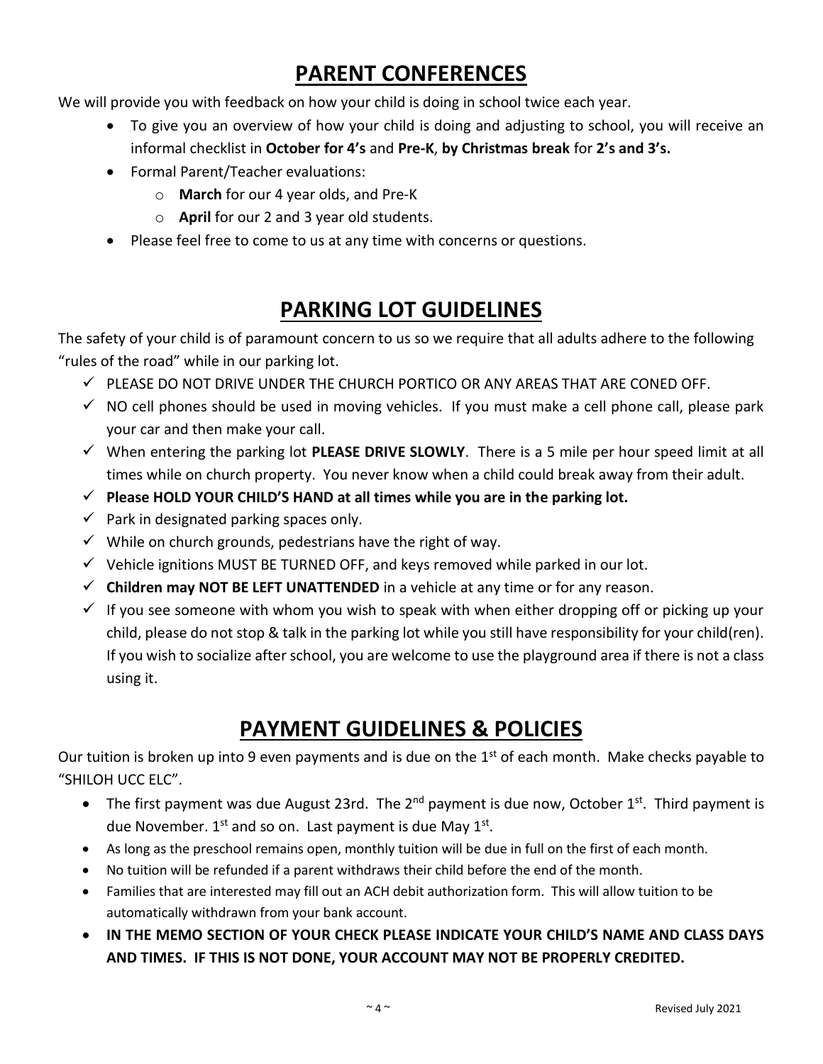# PARENT CONFERENCES

We will provide you with feedback on how your child is doing in school twice each year.

- To give you an overview of how your child is doing and adjusting to school, you will receive an informal checklist in **October for 4's** and **Pre-K**, **by Christmas break** for **2's and 3's.**
- Formal Parent/Teacher evaluations:
  - **March** for our 4 year olds, and Pre-K
  - **April** for our 2 and 3 year old students.
- Please feel free to come to us at any time with concerns or questions.

# PARKING LOT GUIDELINES

The safety of your child is of paramount concern to us so we require that all adults adhere to the following "rules of the road" while in our parking lot.

- ✓ PLEASE DO NOT DRIVE UNDER THE CHURCH PORTICO OR ANY AREAS THAT ARE CONED OFF.
- ✓ NO cell phones should be used in moving vehicles. If you must make a cell phone call, please park your car and then make your call.
- ✓ When entering the parking lot **PLEASE DRIVE SLOWLY**. There is a 5 mile per hour speed limit at all times while on church property. You never know when a child could break away from their adult.
- ✓ **Please HOLD YOUR CHILD'S HAND at all times while you are in the parking lot.**
- ✓ Park in designated parking spaces only.
- ✓ While on church grounds, pedestrians have the right of way.
- ✓ Vehicle ignitions MUST BE TURNED OFF, and keys removed while parked in our lot.
- ✓ **Children may NOT BE LEFT UNATTENDED** in a vehicle at any time or for any reason.
- ✓ If you see someone with whom you wish to speak with when either dropping off or picking up your child, please do not stop & talk in the parking lot while you still have responsibility for your child(ren). If you wish to socialize after school, you are welcome to use the playground area if there is not a class using it.

# PAYMENT GUIDELINES & POLICIES

Our tuition is broken up into 9 even payments and is due on the 1st of each month. Make checks payable to "SHILOH UCC ELC".

- The first payment was due August 23rd. The 2nd payment is due now, October 1st. Third payment is due November. 1st and so on. Last payment is due May 1st.
- As long as the preschool remains open, monthly tuition will be due in full on the first of each month.
- No tuition will be refunded if a parent withdraws their child before the end of the month.
- Families that are interested may fill out an ACH debit authorization form. This will allow tuition to be automatically withdrawn from your bank account.
- **IN THE MEMO SECTION OF YOUR CHECK PLEASE INDICATE YOUR CHILD'S NAME AND CLASS DAYS AND TIMES. IF THIS IS NOT DONE, YOUR ACCOUNT MAY NOT BE PROPERLY CREDITED.**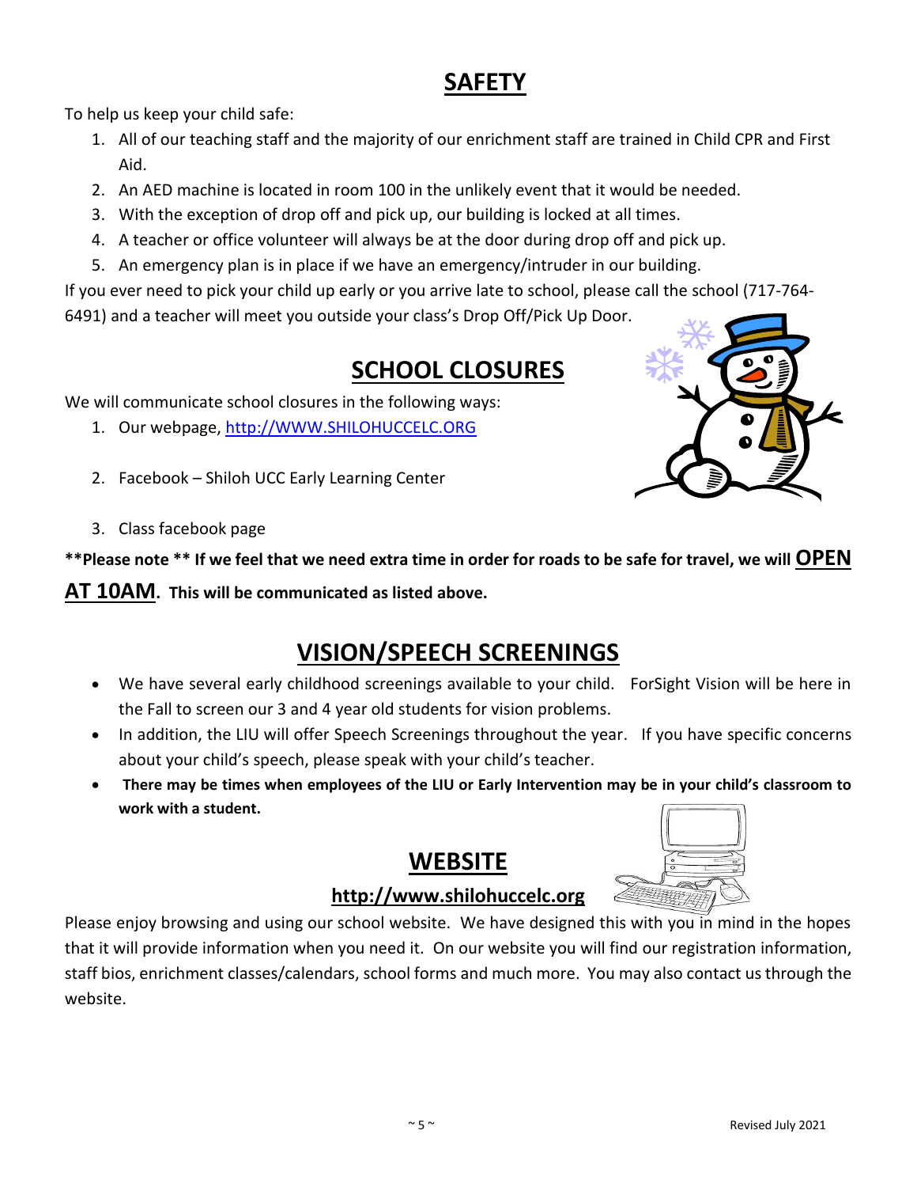## SAFETY

To help us keep your child safe:

1. All of our teaching staff and the majority of our enrichment staff are trained in Child CPR and First Aid.
2. An AED machine is located in room 100 in the unlikely event that it would be needed.
3. With the exception of drop off and pick up, our building is locked at all times.
4. A teacher or office volunteer will always be at the door during drop off and pick up.
5. An emergency plan is in place if we have an emergency/intruder in our building.

If you ever need to pick your child up early or you arrive late to school, please call the school (717-764-6491) and a teacher will meet you outside your class's Drop Off/Pick Up Door.

## SCHOOL CLOSURES

We will communicate school closures in the following ways:

1. Our webpage, http://WWW.SHILOHUCCELC.ORG
2. Facebook – Shiloh UCC Early Learning Center
3. Class facebook page

**\*\*Please note \*\* If we feel that we need extra time in order for roads to be safe for travel, we will OPEN AT 10AM. This will be communicated as listed above.**

## VISION/SPEECH SCREENINGS

- We have several early childhood screenings available to your child. ForSight Vision will be here in the Fall to screen our 3 and 4 year old students for vision problems.
- In addition, the LIU will offer Speech Screenings throughout the year. If you have specific concerns about your child's speech, please speak with your child's teacher.
- **There may be times when employees of the LIU or Early Intervention may be in your child's classroom to work with a student.**

## WEBSITE

**http://www.shilohuccelc.org**

Please enjoy browsing and using our school website. We have designed this with you in mind in the hopes that it will provide information when you need it. On our website you will find our registration information, staff bios, enrichment classes/calendars, school forms and much more. You may also contact us through the website.

Revised July 2021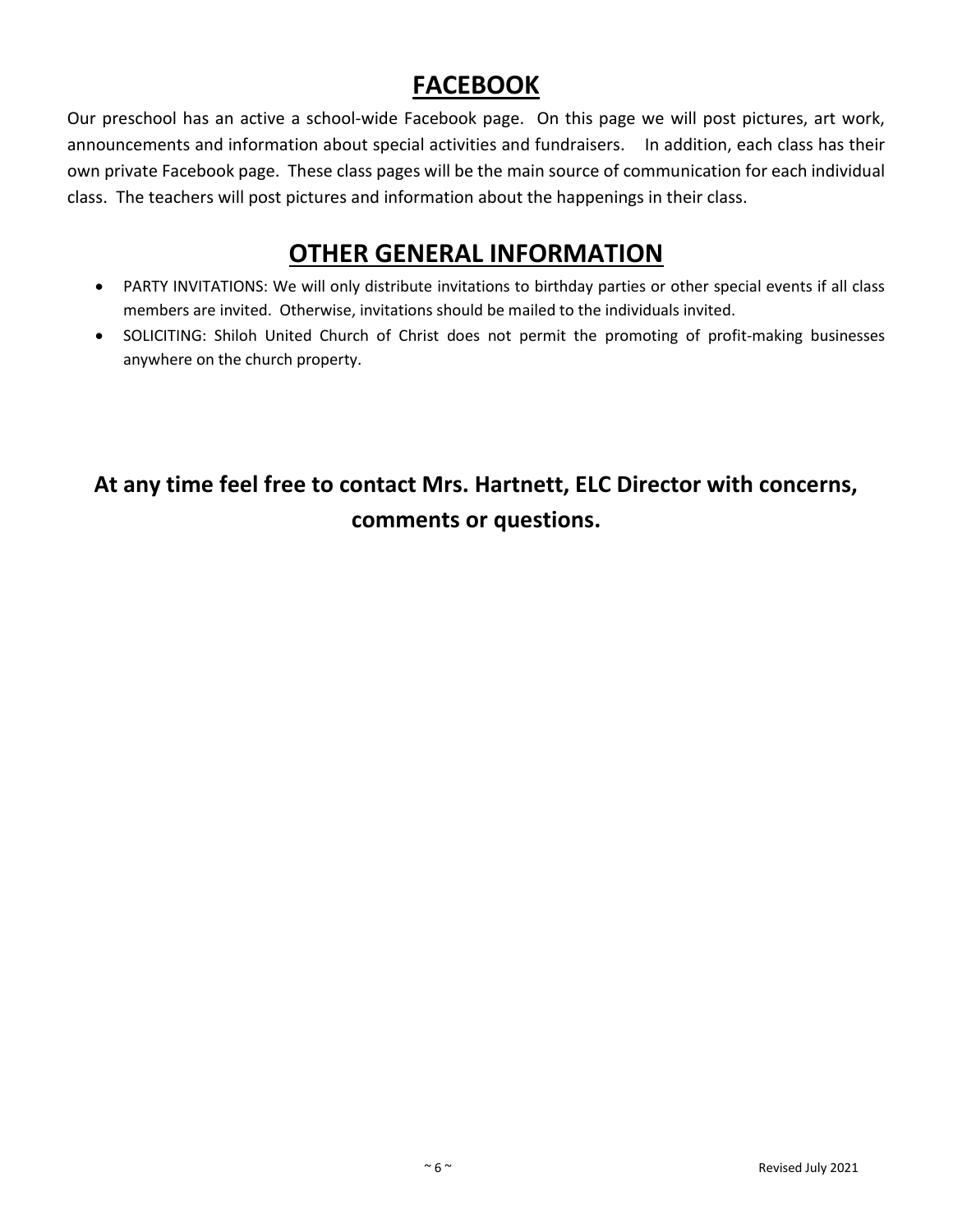## FACEBOOK

Our preschool has an active a school-wide Facebook page. On this page we will post pictures, art work, announcements and information about special activities and fundraisers. In addition, each class has their own private Facebook page. These class pages will be the main source of communication for each individual class. The teachers will post pictures and information about the happenings in their class.

## OTHER GENERAL INFORMATION

- PARTY INVITATIONS: We will only distribute invitations to birthday parties or other special events if all class members are invited. Otherwise, invitations should be mailed to the individuals invited.
- SOLICITING: Shiloh United Church of Christ does not permit the promoting of profit-making businesses anywhere on the church property.

**At any time feel free to contact Mrs. Hartnett, ELC Director with concerns, comments or questions.**